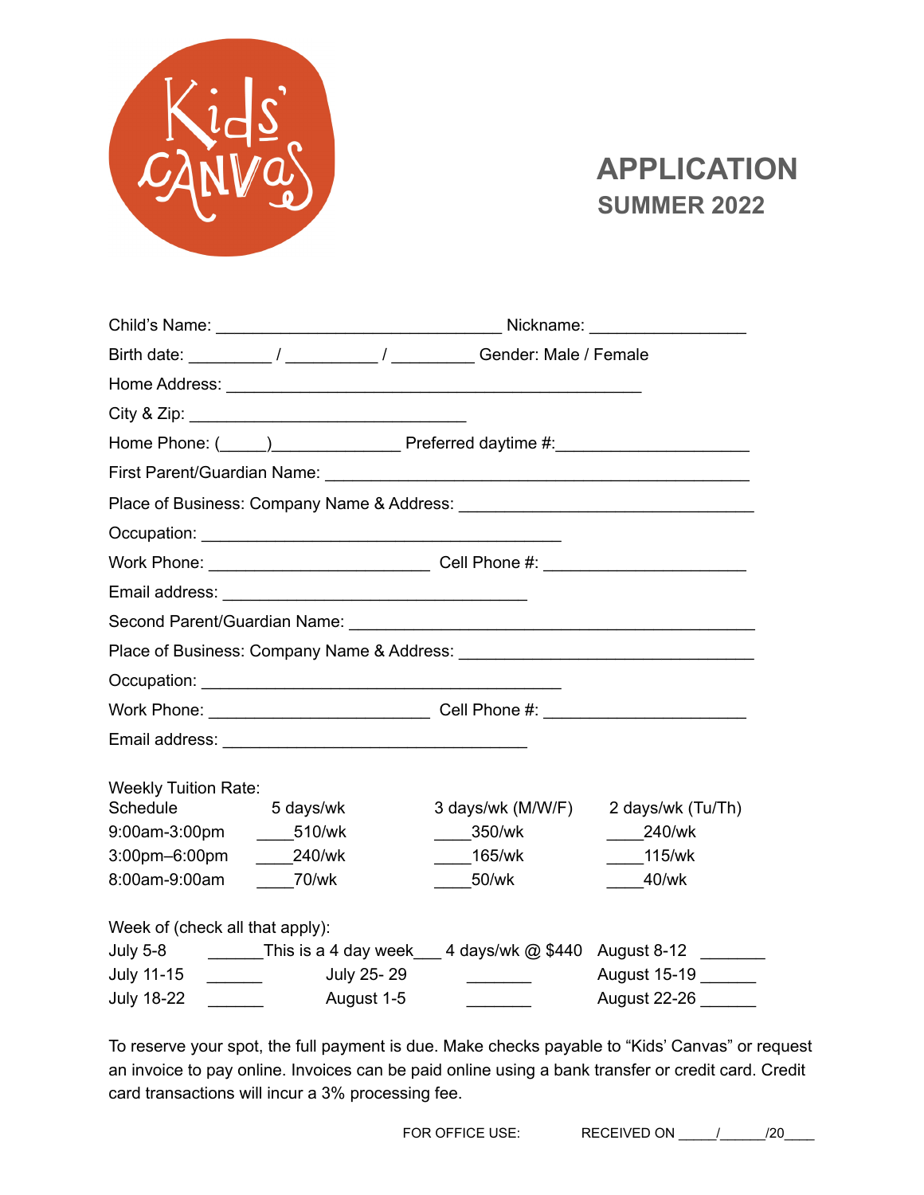Kids' Canvas

# APPLICATION
## SUMMER 2022

Child's Name: _______________________________ Nickname: _________________

Birth date: _________ / __________ / _________ Gender: Male / Female

Home Address: _____________________________________________

City & Zip: ______________________________

Home Phone: (_____)_____________ Preferred daytime #:_____________________

First Parent/Guardian Name: ______________________________________________

Place of Business: Company Name & Address: ________________________________

Occupation: _______________________________________

Work Phone: ________________________ Cell Phone #: _____________________

Email address: _________________________________

Second Parent/Guardian Name: _____________________________________________

Place of Business: Company Name & Address: ________________________________

Occupation: _______________________________________

Work Phone: ________________________ Cell Phone #: _____________________

Email address: _________________________________

Weekly Tuition Rate:

| Schedule | 5 days/wk | 3 days/wk (M/W/F) | 2 days/wk (Tu/Th) |
|---|---|---|---|
| 9:00am-3:00pm | ____510/wk | ____350/wk | ____240/wk |
| 3:00pm–6:00pm | ____240/wk | ____165/wk | ____115/wk |
| 8:00am-9:00am | ____70/wk | ____50/wk | ____40/wk |

Week of (check all that apply):

| | | | | | |
|---|---|---|---|---|---|
| July 5-8 | ______This is a 4 day week___ | 4 days/wk @ $440 | | August 8-12 | _______ |
| July 11-15 | ______ | July 25- 29 | _______ | August 15-19 | ______ |
| July 18-22 | ______ | August 1-5 | _______ | August 22-26 | ______ |

To reserve your spot, the full payment is due. Make checks payable to "Kids' Canvas" or request an invoice to pay online. Invoices can be paid online using a bank transfer or credit card. Credit card transactions will incur a 3% processing fee.

FOR OFFICE USE: RECEIVED ON _____/______/20____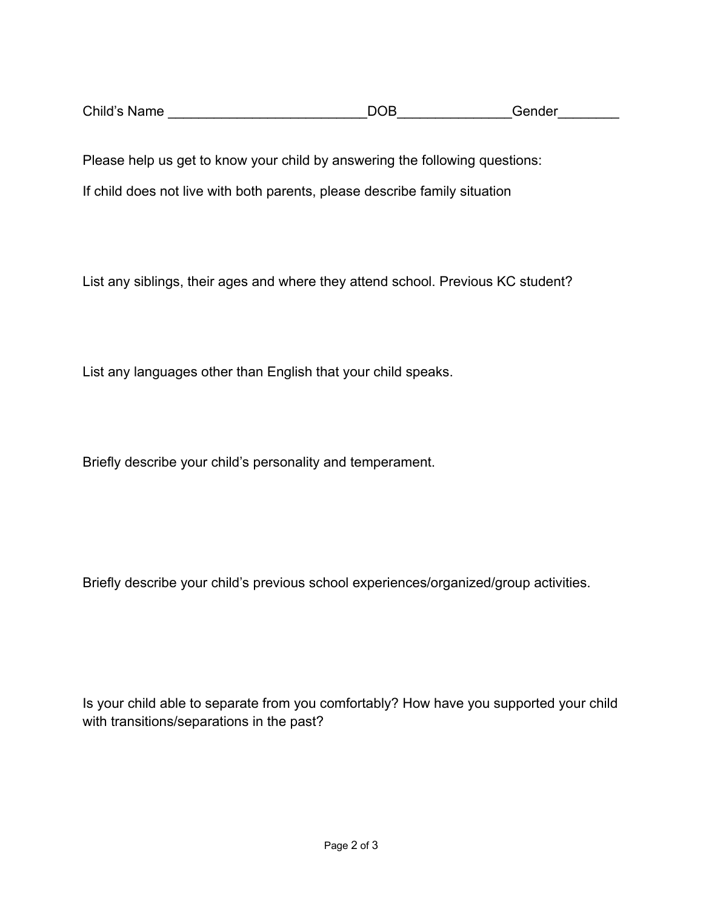Child's Name __________________________DOB_______________Gender________

Please help us get to know your child by answering the following questions:

If child does not live with both parents, please describe family situation

List any siblings, their ages and where they attend school. Previous KC student?

List any languages other than English that your child speaks.

Briefly describe your child's personality and temperament.

Briefly describe your child's previous school experiences/organized/group activities.

Is your child able to separate from you comfortably? How have you supported your child with transitions/separations in the past?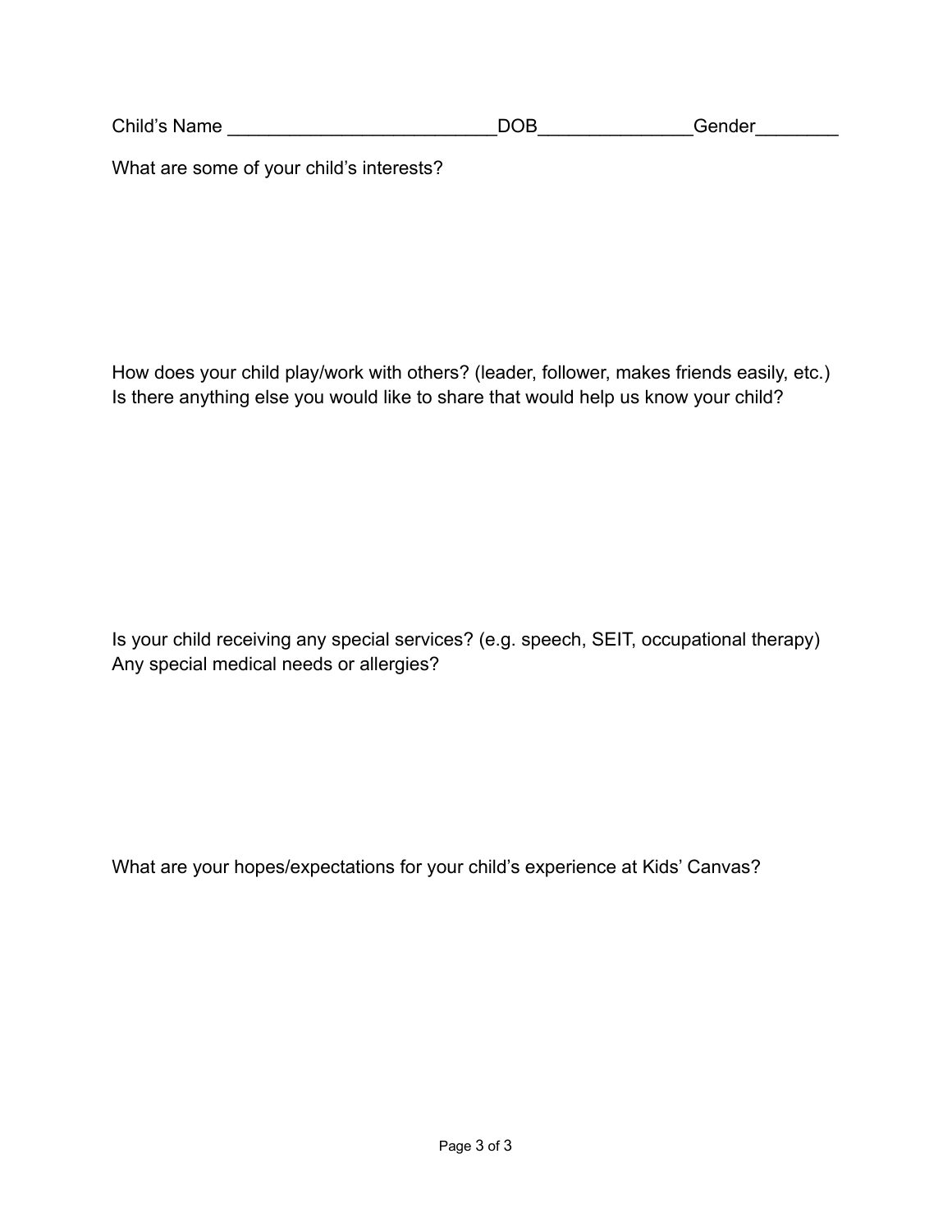Child's Name _________________________DOB______________Gender________

What are some of your child's interests?

How does your child play/work with others? (leader, follower, makes friends easily, etc.)
Is there anything else you would like to share that would help us know your child?

Is your child receiving any special services? (e.g. speech, SEIT, occupational therapy)
Any special medical needs or allergies?

What are your hopes/expectations for your child's experience at Kids' Canvas?